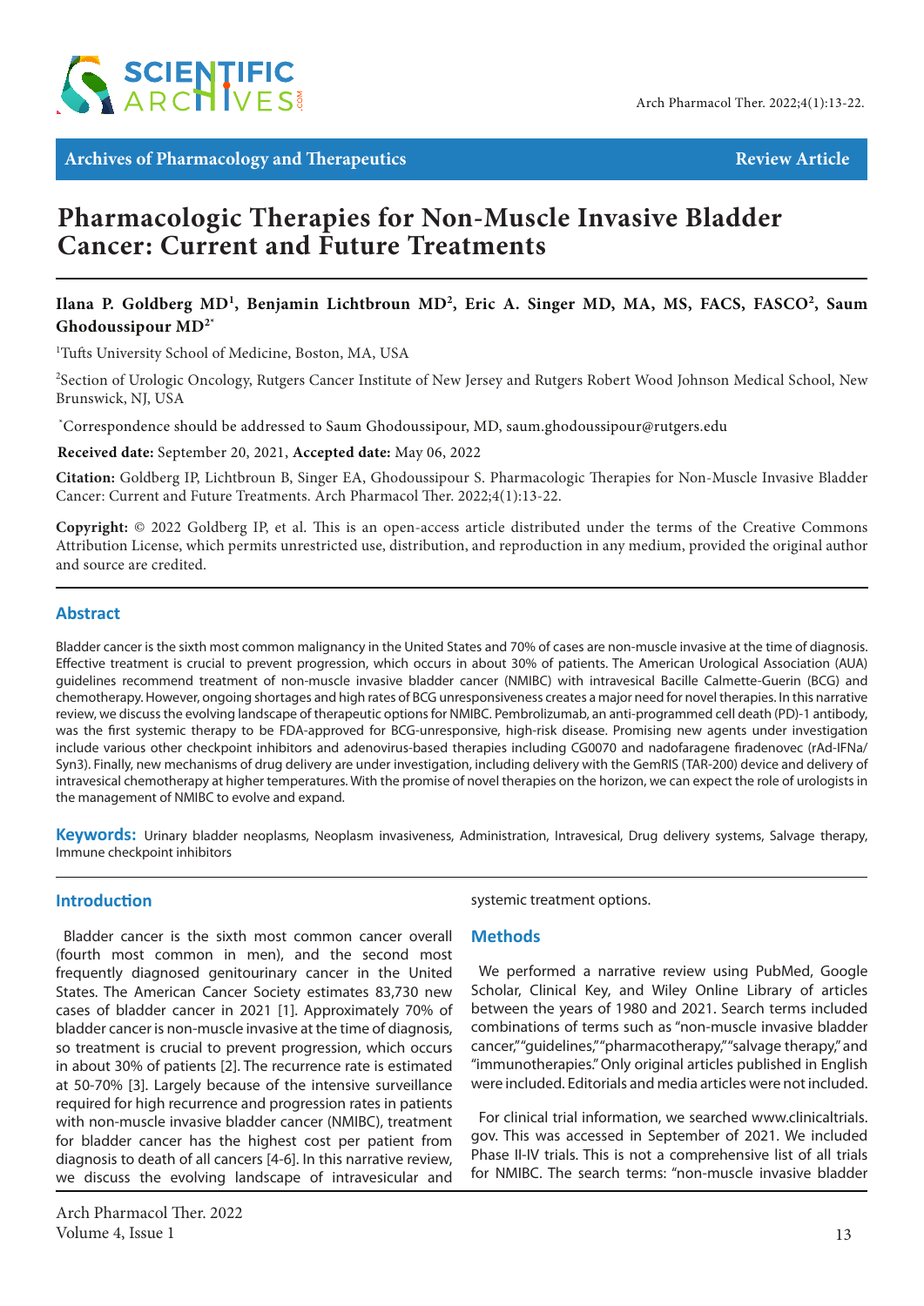Archives of Pharmacology and Therapeutics | Review Article

# Pharmacologic Therapies for Non-Muscle Invasive Bladder Cancer: Current and Future Treatments

**Ilana P. Goldberg MD[1], Benjamin Lichtbroun MD[2], Eric A. Singer MD, MA, MS, FACS, FASCO[2], Saum Ghodoussipour MD[2*]**

[1]Tufts University School of Medicine, Boston, MA, USA

[2]Section of Urologic Oncology, Rutgers Cancer Institute of New Jersey and Rutgers Robert Wood Johnson Medical School, New Brunswick, NJ, USA

[*]Correspondence should be addressed to Saum Ghodoussipour, MD, saum.ghodoussipour@rutgers.edu

**Received date:** September 20, 2021, **Accepted date:** May 06, 2022

**Citation:** Goldberg IP, Lichtbroun B, Singer EA, Ghodoussipour S. Pharmacologic Therapies for Non-Muscle Invasive Bladder Cancer: Current and Future Treatments. Arch Pharmacol Ther. 2022;4(1):13-22.

**Copyright:** © 2022 Goldberg IP, et al. This is an open-access article distributed under the terms of the Creative Commons Attribution License, which permits unrestricted use, distribution, and reproduction in any medium, provided the original author and source are credited.

## Abstract

Bladder cancer is the sixth most common malignancy in the United States and 70% of cases are non-muscle invasive at the time of diagnosis. Effective treatment is crucial to prevent progression, which occurs in about 30% of patients. The American Urological Association (AUA) guidelines recommend treatment of non-muscle invasive bladder cancer (NMIBC) with intravesical Bacille Calmette-Guerin (BCG) and chemotherapy. However, ongoing shortages and high rates of BCG unresponsiveness creates a major need for novel therapies. In this narrative review, we discuss the evolving landscape of therapeutic options for NMIBC. Pembrolizumab, an anti-programmed cell death (PD)-1 antibody, was the first systemic therapy to be FDA-approved for BCG-unresponsive, high-risk disease. Promising new agents under investigation include various other checkpoint inhibitors and adenovirus-based therapies including CG0070 and nadofaragene firadenovec (rAd-IFNa/Syn3). Finally, new mechanisms of drug delivery are under investigation, including delivery with the GemRIS (TAR-200) device and delivery of intravesical chemotherapy at higher temperatures. With the promise of novel therapies on the horizon, we can expect the role of urologists in the management of NMIBC to evolve and expand.

**Keywords:** Urinary bladder neoplasms, Neoplasm invasiveness, Administration, Intravesical, Drug delivery systems, Salvage therapy, Immune checkpoint inhibitors

## Introduction

Bladder cancer is the sixth most common cancer overall (fourth most common in men), and the second most frequently diagnosed genitourinary cancer in the United States. The American Cancer Society estimates 83,730 new cases of bladder cancer in 2021 [1]. Approximately 70% of bladder cancer is non-muscle invasive at the time of diagnosis, so treatment is crucial to prevent progression, which occurs in about 30% of patients [2]. The recurrence rate is estimated at 50-70% [3]. Largely because of the intensive surveillance required for high recurrence and progression rates in patients with non-muscle invasive bladder cancer (NMIBC), treatment for bladder cancer has the highest cost per patient from diagnosis to death of all cancers [4-6]. In this narrative review, we discuss the evolving landscape of intravesicular and systemic treatment options.

## Methods

We performed a narrative review using PubMed, Google Scholar, Clinical Key, and Wiley Online Library of articles between the years of 1980 and 2021. Search terms included combinations of terms such as "non-muscle invasive bladder cancer," "guidelines," "pharmacotherapy," "salvage therapy," and "immunotherapies." Only original articles published in English were included. Editorials and media articles were not included.

For clinical trial information, we searched www.clinicaltrials.gov. This was accessed in September of 2021. We included Phase II-IV trials. This is not a comprehensive list of all trials for NMIBC. The search terms: "non-muscle invasive bladder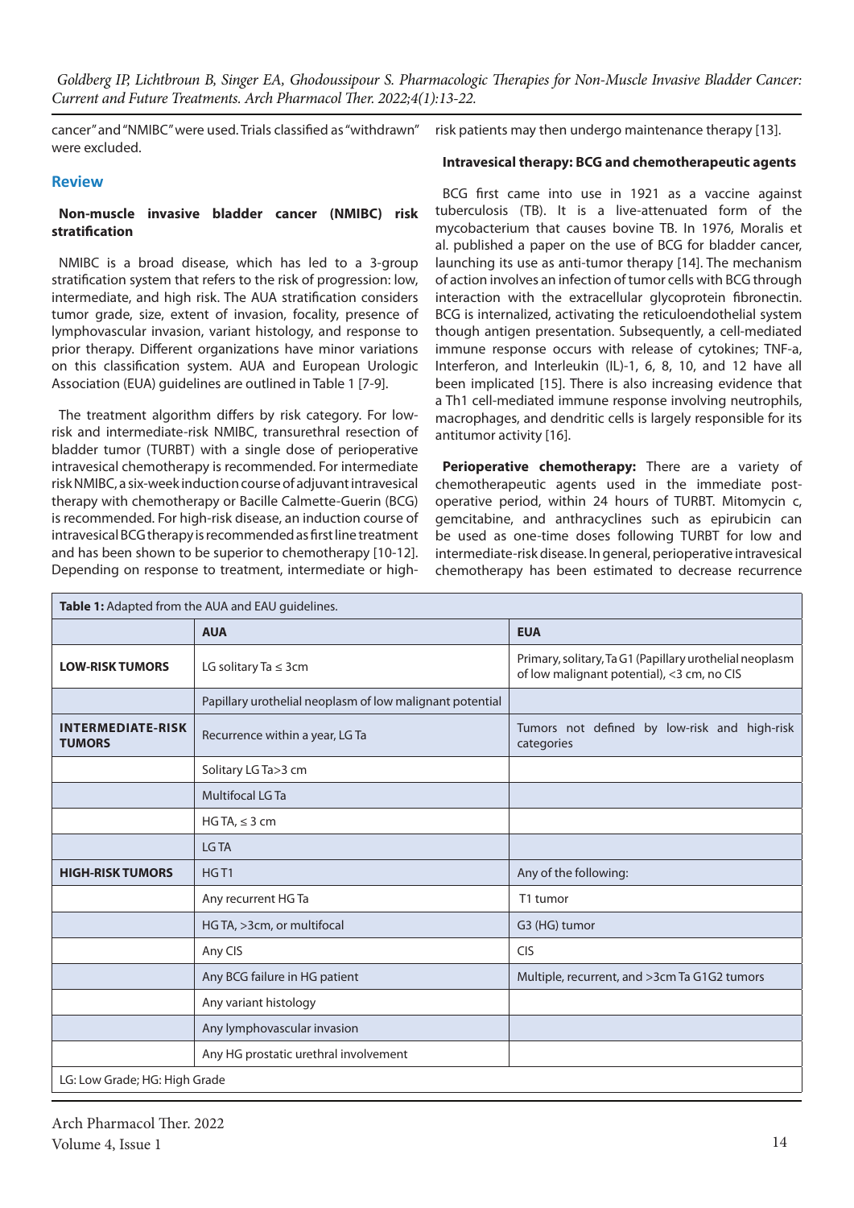cancer" and "NMIBC" were used. Trials classified as "withdrawn" were excluded.

## Review

### Non-muscle invasive bladder cancer (NMIBC) risk stratification

NMIBC is a broad disease, which has led to a 3-group stratification system that refers to the risk of progression: low, intermediate, and high risk. The AUA stratification considers tumor grade, size, extent of invasion, focality, presence of lymphovascular invasion, variant histology, and response to prior therapy. Different organizations have minor variations on this classification system. AUA and European Urologic Association (EUA) guidelines are outlined in Table 1 [7-9].

The treatment algorithm differs by risk category. For low-risk and intermediate-risk NMIBC, transurethral resection of bladder tumor (TURBT) with a single dose of perioperative intravesical chemotherapy is recommended. For intermediate risk NMIBC, a six-week induction course of adjuvant intravesical therapy with chemotherapy or Bacille Calmette-Guerin (BCG) is recommended. For high-risk disease, an induction course of intravesical BCG therapy is recommended as first line treatment and has been shown to be superior to chemotherapy [10-12]. Depending on response to treatment, intermediate or high-risk patients may then undergo maintenance therapy [13].

### Intravesical therapy: BCG and chemotherapeutic agents

BCG first came into use in 1921 as a vaccine against tuberculosis (TB). It is a live-attenuated form of the mycobacterium that causes bovine TB. In 1976, Moralis et al. published a paper on the use of BCG for bladder cancer, launching its use as anti-tumor therapy [14]. The mechanism of action involves an infection of tumor cells with BCG through interaction with the extracellular glycoprotein fibronectin. BCG is internalized, activating the reticuloendothelial system though antigen presentation. Subsequently, a cell-mediated immune response occurs with release of cytokines; TNF-a, Interferon, and Interleukin (IL)-1, 6, 8, 10, and 12 have all been implicated [15]. There is also increasing evidence that a Th1 cell-mediated immune response involving neutrophils, macrophages, and dendritic cells is largely responsible for its antitumor activity [16].

**Perioperative chemotherapy:** There are a variety of chemotherapeutic agents used in the immediate post-operative period, within 24 hours of TURBT. Mitomycin c, gemcitabine, and anthracyclines such as epirubicin can be used as one-time doses following TURBT for low and intermediate-risk disease. In general, perioperative intravesical chemotherapy has been estimated to decrease recurrence

**Table 1:** Adapted from the AUA and EAU guidelines.

| | AUA | EUA |
|---|---|---|
| **LOW-RISK TUMORS** | LG solitary Ta ≤ 3cm | Primary, solitary, Ta G1 (Papillary urothelial neoplasm of low malignant potential), <3 cm, no CIS |
| | Papillary urothelial neoplasm of low malignant potential | |
| **INTERMEDIATE-RISK TUMORS** | Recurrence within a year, LG Ta | Tumors not defined by low-risk and high-risk categories |
| | Solitary LG Ta>3 cm | |
| | Multifocal LG Ta | |
| | HG TA, ≤ 3 cm | |
| | LG TA | |
| **HIGH-RISK TUMORS** | HG T1 | Any of the following: |
| | Any recurrent HG Ta | T1 tumor |
| | HG TA, >3cm, or multifocal | G3 (HG) tumor |
| | Any CIS | CIS |
| | Any BCG failure in HG patient | Multiple, recurrent, and >3cm Ta G1G2 tumors |
| | Any variant histology | |
| | Any lymphovascular invasion | |
| | Any HG prostatic urethral involvement | |

LG: Low Grade; HG: High Grade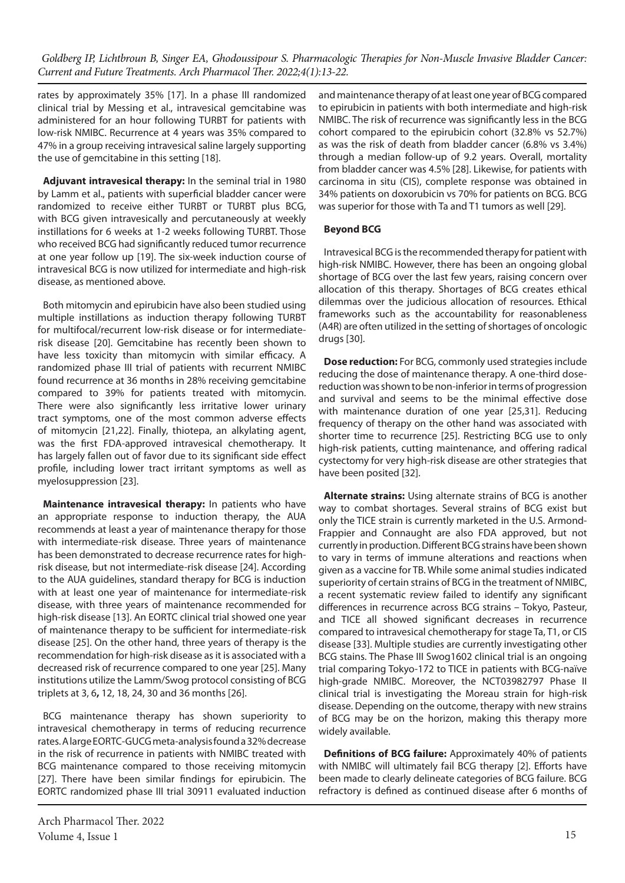rates by approximately 35% [17]. In a phase III randomized clinical trial by Messing et al., intravesical gemcitabine was administered for an hour following TURBT for patients with low-risk NMIBC. Recurrence at 4 years was 35% compared to 47% in a group receiving intravesical saline largely supporting the use of gemcitabine in this setting [18].

**Adjuvant intravesical therapy:** In the seminal trial in 1980 by Lamm et al., patients with superficial bladder cancer were randomized to receive either TURBT or TURBT plus BCG, with BCG given intravesically and percutaneously at weekly instillations for 6 weeks at 1-2 weeks following TURBT. Those who received BCG had significantly reduced tumor recurrence at one year follow up [19]. The six-week induction course of intravesical BCG is now utilized for intermediate and high-risk disease, as mentioned above.

Both mitomycin and epirubicin have also been studied using multiple instillations as induction therapy following TURBT for multifocal/recurrent low-risk disease or for intermediate-risk disease [20]. Gemcitabine has recently been shown to have less toxicity than mitomycin with similar efficacy. A randomized phase III trial of patients with recurrent NMIBC found recurrence at 36 months in 28% receiving gemcitabine compared to 39% for patients treated with mitomycin. There were also significantly less irritative lower urinary tract symptoms, one of the most common adverse effects of mitomycin [21,22]. Finally, thiotepa, an alkylating agent, was the first FDA-approved intravesical chemotherapy. It has largely fallen out of favor due to its significant side effect profile, including lower tract irritant symptoms as well as myelosuppression [23].

**Maintenance intravesical therapy:** In patients who have an appropriate response to induction therapy, the AUA recommends at least a year of maintenance therapy for those with intermediate-risk disease. Three years of maintenance has been demonstrated to decrease recurrence rates for high-risk disease, but not intermediate-risk disease [24]. According to the AUA guidelines, standard therapy for BCG is induction with at least one year of maintenance for intermediate-risk disease, with three years of maintenance recommended for high-risk disease [13]. An EORTC clinical trial showed one year of maintenance therapy to be sufficient for intermediate-risk disease [25]. On the other hand, three years of therapy is the recommendation for high-risk disease as it is associated with a decreased risk of recurrence compared to one year [25]. Many institutions utilize the Lamm/Swog protocol consisting of BCG triplets at 3, 6**,** 12, 18, 24, 30 and 36 months [26].

BCG maintenance therapy has shown superiority to intravesical chemotherapy in terms of reducing recurrence rates. A large EORTC-GUCG meta-analysis found a 32% decrease in the risk of recurrence in patients with NMIBC treated with BCG maintenance compared to those receiving mitomycin [27]. There have been similar findings for epirubicin. The EORTC randomized phase III trial 30911 evaluated induction and maintenance therapy of at least one year of BCG compared to epirubicin in patients with both intermediate and high-risk NMIBC. The risk of recurrence was significantly less in the BCG cohort compared to the epirubicin cohort (32.8% vs 52.7%) as was the risk of death from bladder cancer (6.8% vs 3.4%) through a median follow-up of 9.2 years. Overall, mortality from bladder cancer was 4.5% [28]. Likewise, for patients with carcinoma in situ (CIS), complete response was obtained in 34% patients on doxorubicin vs 70% for patients on BCG. BCG was superior for those with Ta and T1 tumors as well [29].

### Beyond BCG

Intravesical BCG is the recommended therapy for patient with high-risk NMIBC. However, there has been an ongoing global shortage of BCG over the last few years, raising concern over allocation of this therapy. Shortages of BCG creates ethical dilemmas over the judicious allocation of resources. Ethical frameworks such as the accountability for reasonableness (A4R) are often utilized in the setting of shortages of oncologic drugs [30].

**Dose reduction:** For BCG, commonly used strategies include reducing the dose of maintenance therapy. A one-third dose-reduction was shown to be non-inferior in terms of progression and survival and seems to be the minimal effective dose with maintenance duration of one year [25,31]. Reducing frequency of therapy on the other hand was associated with shorter time to recurrence [25]. Restricting BCG use to only high-risk patients, cutting maintenance, and offering radical cystectomy for very high-risk disease are other strategies that have been posited [32].

**Alternate strains:** Using alternate strains of BCG is another way to combat shortages. Several strains of BCG exist but only the TICE strain is currently marketed in the U.S. Armond-Frappier and Connaught are also FDA approved, but not currently in production. Different BCG strains have been shown to vary in terms of immune alterations and reactions when given as a vaccine for TB. While some animal studies indicated superiority of certain strains of BCG in the treatment of NMIBC, a recent systematic review failed to identify any significant differences in recurrence across BCG strains – Tokyo, Pasteur, and TICE all showed significant decreases in recurrence compared to intravesical chemotherapy for stage Ta, T1, or CIS disease [33]. Multiple studies are currently investigating other BCG stains. The Phase III Swog1602 clinical trial is an ongoing trial comparing Tokyo-172 to TICE in patients with BCG-naïve high-grade NMIBC. Moreover, the NCT03982797 Phase II clinical trial is investigating the Moreau strain for high-risk disease. Depending on the outcome, therapy with new strains of BCG may be on the horizon, making this therapy more widely available.

**Definitions of BCG failure:** Approximately 40% of patients with NMIBC will ultimately fail BCG therapy [2]. Efforts have been made to clearly delineate categories of BCG failure. BCG refractory is defined as continued disease after 6 months of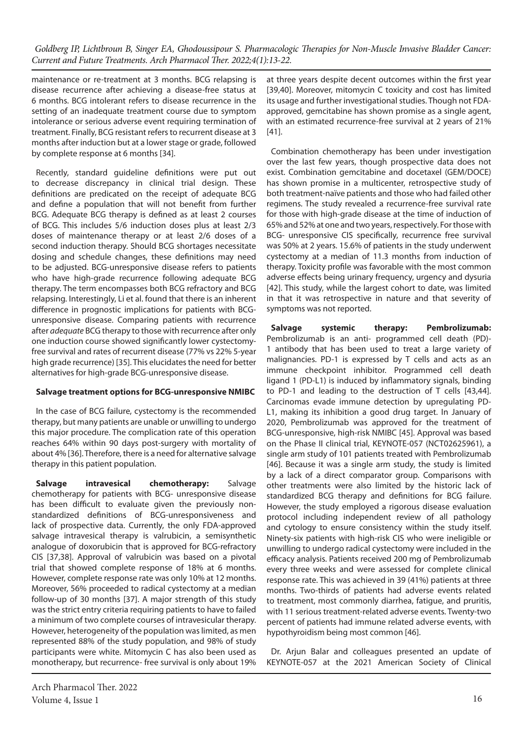maintenance or re-treatment at 3 months. BCG relapsing is disease recurrence after achieving a disease-free status at 6 months. BCG intolerant refers to disease recurrence in the setting of an inadequate treatment course due to symptom intolerance or serious adverse event requiring termination of treatment. Finally, BCG resistant refers to recurrent disease at 3 months after induction but at a lower stage or grade, followed by complete response at 6 months [34].

Recently, standard guideline definitions were put out to decrease discrepancy in clinical trial design. These definitions are predicated on the receipt of adequate BCG and define a population that will not benefit from further BCG. Adequate BCG therapy is defined as at least 2 courses of BCG. This includes 5/6 induction doses plus at least 2/3 doses of maintenance therapy or at least 2/6 doses of a second induction therapy. Should BCG shortages necessitate dosing and schedule changes, these definitions may need to be adjusted. BCG-unresponsive disease refers to patients who have high-grade recurrence following adequate BCG therapy. The term encompasses both BCG refractory and BCG relapsing. Interestingly, Li et al. found that there is an inherent difference in prognostic implications for patients with BCG-unresponsive disease. Comparing patients with recurrence after *adequate* BCG therapy to those with recurrence after only one induction course showed significantly lower cystectomy-free survival and rates of recurrent disease (77% vs 22% 5-year high grade recurrence) [35]. This elucidates the need for better alternatives for high-grade BCG-unresponsive disease.

### Salvage treatment options for BCG-unresponsive NMIBC

In the case of BCG failure, cystectomy is the recommended therapy, but many patients are unable or unwilling to undergo this major procedure. The complication rate of this operation reaches 64% within 90 days post-surgery with mortality of about 4% [36]. Therefore, there is a need for alternative salvage therapy in this patient population.

**Salvage intravesical chemotherapy:** Salvage chemotherapy for patients with BCG- unresponsive disease has been difficult to evaluate given the previously non-standardized definitions of BCG-unresponsiveness and lack of prospective data. Currently, the only FDA-approved salvage intravesical therapy is valrubicin, a semisynthetic analogue of doxorubicin that is approved for BCG-refractory CIS [37,38]. Approval of valrubicin was based on a pivotal trial that showed complete response of 18% at 6 months. However, complete response rate was only 10% at 12 months. Moreover, 56% proceeded to radical cystectomy at a median follow-up of 30 months [37]. A major strength of this study was the strict entry criteria requiring patients to have to failed a minimum of two complete courses of intravesicular therapy. However, heterogeneity of the population was limited, as men represented 88% of the study population, and 98% of study participants were white. Mitomycin C has also been used as monotherapy, but recurrence- free survival is only about 19% at three years despite decent outcomes within the first year [39,40]. Moreover, mitomycin C toxicity and cost has limited its usage and further investigational studies. Though not FDA-approved, gemcitabine has shown promise as a single agent, with an estimated recurrence-free survival at 2 years of 21% [41].

Combination chemotherapy has been under investigation over the last few years, though prospective data does not exist. Combination gemcitabine and docetaxel (GEM/DOCE) has shown promise in a multicenter, retrospective study of both treatment-naïve patients and those who had failed other regimens. The study revealed a recurrence-free survival rate for those with high-grade disease at the time of induction of 65% and 52% at one and two years, respectively. For those with BCG- unresponsive CIS specifically, recurrence free survival was 50% at 2 years. 15.6% of patients in the study underwent cystectomy at a median of 11.3 months from induction of therapy. Toxicity profile was favorable with the most common adverse effects being urinary frequency, urgency and dysuria [42]. This study, while the largest cohort to date, was limited in that it was retrospective in nature and that severity of symptoms was not reported.

**Salvage systemic therapy: Pembrolizumab:** Pembrolizumab is an anti- programmed cell death (PD)-1 antibody that has been used to treat a large variety of malignancies. PD-1 is expressed by T cells and acts as an immune checkpoint inhibitor. Programmed cell death ligand 1 (PD-L1) is induced by inflammatory signals, binding to PD-1 and leading to the destruction of T cells [43,44]. Carcinomas evade immune detection by upregulating PD-L1, making its inhibition a good drug target. In January of 2020, Pembrolizumab was approved for the treatment of BCG-unresponsive, high-risk NMIBC [45]. Approval was based on the Phase II clinical trial, KEYNOTE-057 (NCT02625961), a single arm study of 101 patients treated with Pembrolizumab [46]. Because it was a single arm study, the study is limited by a lack of a direct comparator group. Comparisons with other treatments were also limited by the historic lack of standardized BCG therapy and definitions for BCG failure. However, the study employed a rigorous disease evaluation protocol including independent review of all pathology and cytology to ensure consistency within the study itself. Ninety-six patients with high-risk CIS who were ineligible or unwilling to undergo radical cystectomy were included in the efficacy analysis. Patients received 200 mg of Pembrolizumab every three weeks and were assessed for complete clinical response rate. This was achieved in 39 (41%) patients at three months. Two-thirds of patients had adverse events related to treatment, most commonly diarrhea, fatigue, and pruritis, with 11 serious treatment-related adverse events. Twenty-two percent of patients had immune related adverse events, with hypothyroidism being most common [46].

Dr. Arjun Balar and colleagues presented an update of KEYNOTE-057 at the 2021 American Society of Clinical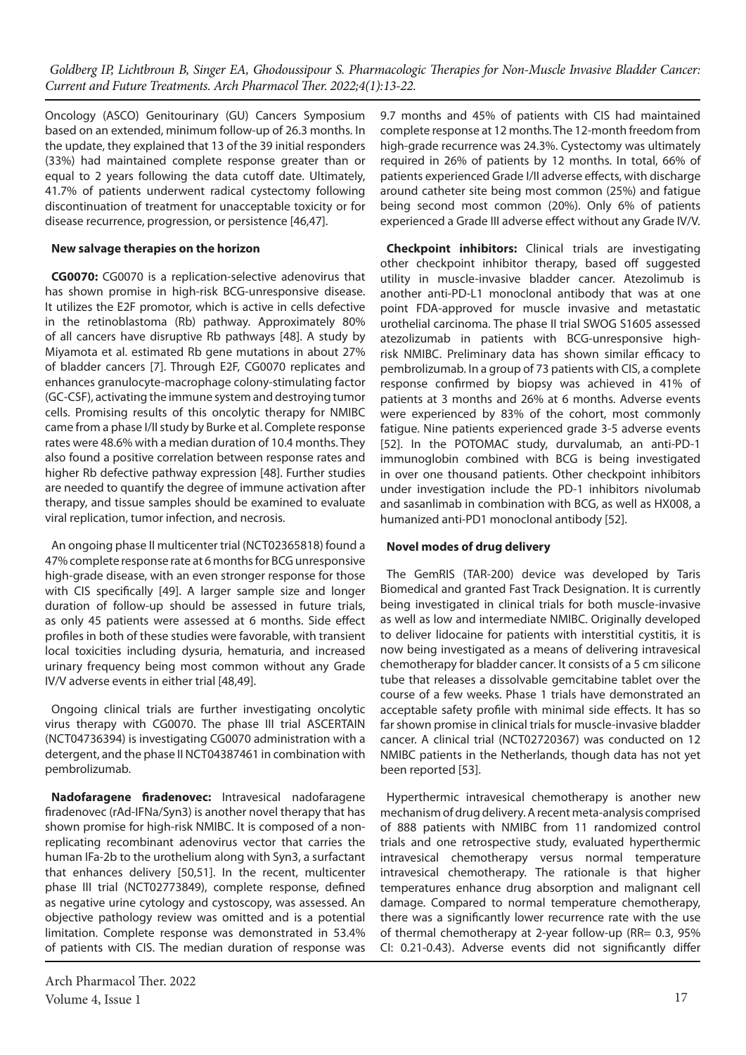Oncology (ASCO) Genitourinary (GU) Cancers Symposium based on an extended, minimum follow-up of 26.3 months. In the update, they explained that 13 of the 39 initial responders (33%) had maintained complete response greater than or equal to 2 years following the data cutoff date. Ultimately, 41.7% of patients underwent radical cystectomy following discontinuation of treatment for unacceptable toxicity or for disease recurrence, progression, or persistence [46,47].

### New salvage therapies on the horizon

**CG0070:** CG0070 is a replication-selective adenovirus that has shown promise in high-risk BCG-unresponsive disease. It utilizes the E2F promotor, which is active in cells defective in the retinoblastoma (Rb) pathway. Approximately 80% of all cancers have disruptive Rb pathways [48]. A study by Miyamota et al. estimated Rb gene mutations in about 27% of bladder cancers [7]. Through E2F, CG0070 replicates and enhances granulocyte-macrophage colony-stimulating factor (GC-CSF), activating the immune system and destroying tumor cells. Promising results of this oncolytic therapy for NMIBC came from a phase I/II study by Burke et al. Complete response rates were 48.6% with a median duration of 10.4 months. They also found a positive correlation between response rates and higher Rb defective pathway expression [48]. Further studies are needed to quantify the degree of immune activation after therapy, and tissue samples should be examined to evaluate viral replication, tumor infection, and necrosis.

An ongoing phase II multicenter trial (NCT02365818) found a 47% complete response rate at 6 months for BCG unresponsive high-grade disease, with an even stronger response for those with CIS specifically [49]. A larger sample size and longer duration of follow-up should be assessed in future trials, as only 45 patients were assessed at 6 months. Side effect profiles in both of these studies were favorable, with transient local toxicities including dysuria, hematuria, and increased urinary frequency being most common without any Grade IV/V adverse events in either trial [48,49].

Ongoing clinical trials are further investigating oncolytic virus therapy with CG0070. The phase III trial ASCERTAIN (NCT04736394) is investigating CG0070 administration with a detergent, and the phase II NCT04387461 in combination with pembrolizumab.

**Nadofaragene firadenovec:** Intravesical nadofaragene firadenovec (rAd-IFNa/Syn3) is another novel therapy that has shown promise for high-risk NMIBC. It is composed of a non-replicating recombinant adenovirus vector that carries the human IFa-2b to the urothelium along with Syn3, a surfactant that enhances delivery [50,51]. In the recent, multicenter phase III trial (NCT02773849), complete response, defined as negative urine cytology and cystoscopy, was assessed. An objective pathology review was omitted and is a potential limitation. Complete response was demonstrated in 53.4% of patients with CIS. The median duration of response was 9.7 months and 45% of patients with CIS had maintained complete response at 12 months. The 12-month freedom from high-grade recurrence was 24.3%. Cystectomy was ultimately required in 26% of patients by 12 months. In total, 66% of patients experienced Grade I/II adverse effects, with discharge around catheter site being most common (25%) and fatigue being second most common (20%). Only 6% of patients experienced a Grade III adverse effect without any Grade IV/V.

**Checkpoint inhibitors:** Clinical trials are investigating other checkpoint inhibitor therapy, based off suggested utility in muscle-invasive bladder cancer. Atezolimub is another anti-PD-L1 monoclonal antibody that was at one point FDA-approved for muscle invasive and metastatic urothelial carcinoma. The phase II trial SWOG S1605 assessed atezolizumab in patients with BCG-unresponsive high-risk NMIBC. Preliminary data has shown similar efficacy to pembrolizumab. In a group of 73 patients with CIS, a complete response confirmed by biopsy was achieved in 41% of patients at 3 months and 26% at 6 months. Adverse events were experienced by 83% of the cohort, most commonly fatigue. Nine patients experienced grade 3-5 adverse events [52]. In the POTOMAC study, durvalumab, an anti-PD-1 immunoglobin combined with BCG is being investigated in over one thousand patients. Other checkpoint inhibitors under investigation include the PD-1 inhibitors nivolumab and sasanlimab in combination with BCG, as well as HX008, a humanized anti-PD1 monoclonal antibody [52].

### Novel modes of drug delivery

The GemRIS (TAR-200) device was developed by Taris Biomedical and granted Fast Track Designation. It is currently being investigated in clinical trials for both muscle-invasive as well as low and intermediate NMIBC. Originally developed to deliver lidocaine for patients with interstitial cystitis, it is now being investigated as a means of delivering intravesical chemotherapy for bladder cancer. It consists of a 5 cm silicone tube that releases a dissolvable gemcitabine tablet over the course of a few weeks. Phase 1 trials have demonstrated an acceptable safety profile with minimal side effects. It has so far shown promise in clinical trials for muscle-invasive bladder cancer. A clinical trial (NCT02720367) was conducted on 12 NMIBC patients in the Netherlands, though data has not yet been reported [53].

Hyperthermic intravesical chemotherapy is another new mechanism of drug delivery. A recent meta-analysis comprised of 888 patients with NMIBC from 11 randomized control trials and one retrospective study, evaluated hyperthermic intravesical chemotherapy versus normal temperature intravesical chemotherapy. The rationale is that higher temperatures enhance drug absorption and malignant cell damage. Compared to normal temperature chemotherapy, there was a significantly lower recurrence rate with the use of thermal chemotherapy at 2-year follow-up (RR= 0.3, 95% CI: 0.21-0.43). Adverse events did not significantly differ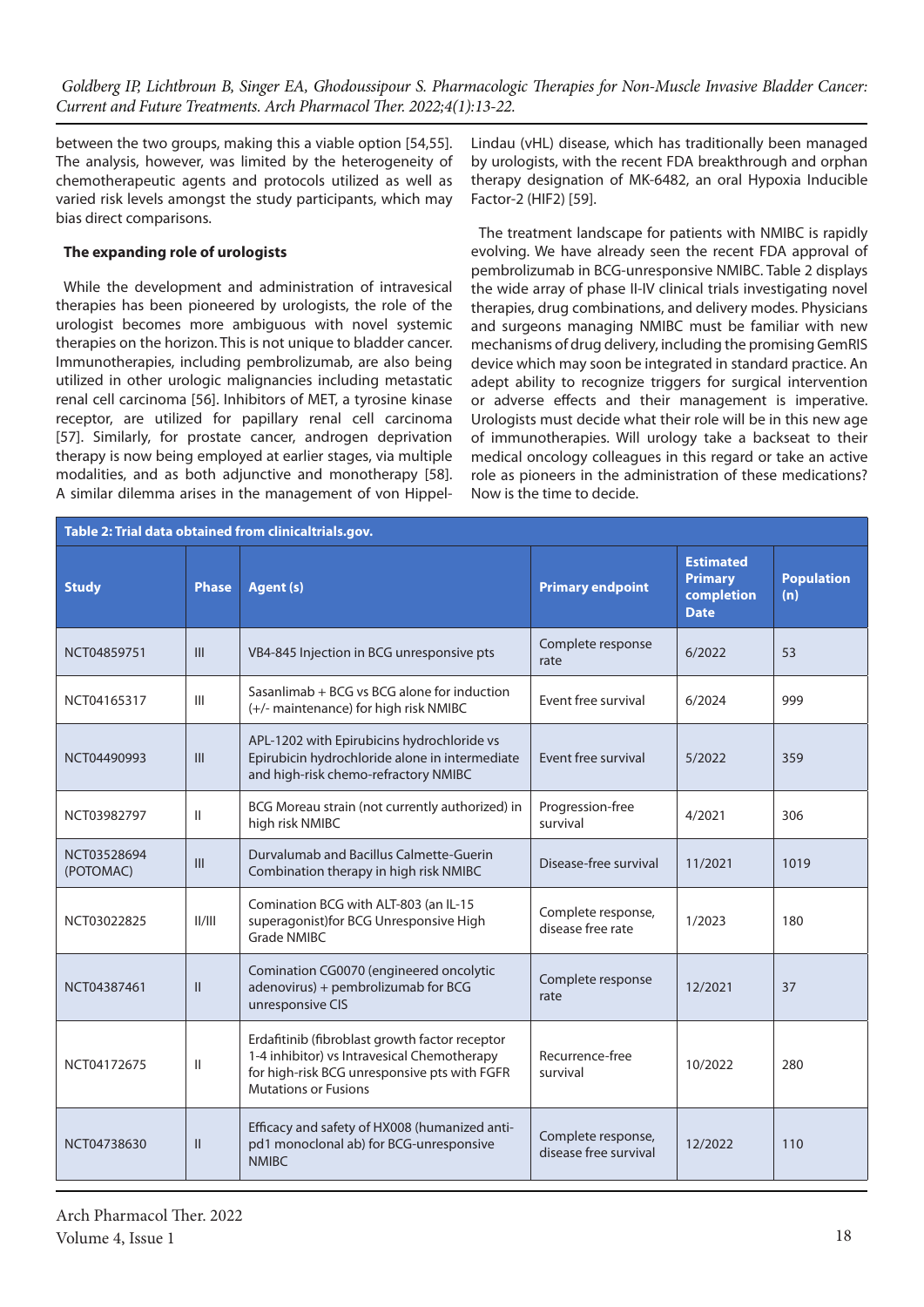between the two groups, making this a viable option [54,55]. The analysis, however, was limited by the heterogeneity of chemotherapeutic agents and protocols utilized as well as varied risk levels amongst the study participants, which may bias direct comparisons.

### The expanding role of urologists

While the development and administration of intravesical therapies has been pioneered by urologists, the role of the urologist becomes more ambiguous with novel systemic therapies on the horizon. This is not unique to bladder cancer. Immunotherapies, including pembrolizumab, are also being utilized in other urologic malignancies including metastatic renal cell carcinoma [56]. Inhibitors of MET, a tyrosine kinase receptor, are utilized for papillary renal cell carcinoma [57]. Similarly, for prostate cancer, androgen deprivation therapy is now being employed at earlier stages, via multiple modalities, and as both adjunctive and monotherapy [58]. A similar dilemma arises in the management of von Hippel-Lindau (vHL) disease, which has traditionally been managed by urologists, with the recent FDA breakthrough and orphan therapy designation of MK-6482, an oral Hypoxia Inducible Factor-2 (HIF2) [59].

The treatment landscape for patients with NMIBC is rapidly evolving. We have already seen the recent FDA approval of pembrolizumab in BCG-unresponsive NMIBC. Table 2 displays the wide array of phase II-IV clinical trials investigating novel therapies, drug combinations, and delivery modes. Physicians and surgeons managing NMIBC must be familiar with new mechanisms of drug delivery, including the promising GemRIS device which may soon be integrated in standard practice. An adept ability to recognize triggers for surgical intervention or adverse effects and their management is imperative. Urologists must decide what their role will be in this new age of immunotherapies. Will urology take a backseat to their medical oncology colleagues in this regard or take an active role as pioneers in the administration of these medications? Now is the time to decide.

**Table 2: Trial data obtained from clinicaltrials.gov.**

| Study | Phase | Agent (s) | Primary endpoint | Estimated Primary completion Date | Population (n) |
|---|---|---|---|---|---|
| NCT04859751 | III | VB4-845 Injection in BCG unresponsive pts | Complete response rate | 6/2022 | 53 |
| NCT04165317 | III | Sasanlimab + BCG vs BCG alone for induction (+/- maintenance) for high risk NMIBC | Event free survival | 6/2024 | 999 |
| NCT04490993 | III | APL-1202 with Epirubicins hydrochloride vs Epirubicin hydrochloride alone in intermediate and high-risk chemo-refractory NMIBC | Event free survival | 5/2022 | 359 |
| NCT03982797 | II | BCG Moreau strain (not currently authorized) in high risk NMIBC | Progression-free survival | 4/2021 | 306 |
| NCT03528694 (POTOMAC) | III | Durvalumab and Bacillus Calmette-Guerin Combination therapy in high risk NMIBC | Disease-free survival | 11/2021 | 1019 |
| NCT03022825 | II/III | Comination BCG with ALT-803 (an IL-15 superagonist)for BCG Unresponsive High Grade NMIBC | Complete response, disease free rate | 1/2023 | 180 |
| NCT04387461 | II | Comination CG0070 (engineered oncolytic adenovirus) + pembrolizumab for BCG unresponsive CIS | Complete response rate | 12/2021 | 37 |
| NCT04172675 | II | Erdafitinib (fibroblast growth factor receptor 1-4 inhibitor) vs Intravesical Chemotherapy for high-risk BCG unresponsive pts with FGFR Mutations or Fusions | Recurrence-free survival | 10/2022 | 280 |
| NCT04738630 | II | Efficacy and safety of HX008 (humanized anti-pd1 monoclonal ab) for BCG-unresponsive NMIBC | Complete response, disease free survival | 12/2022 | 110 |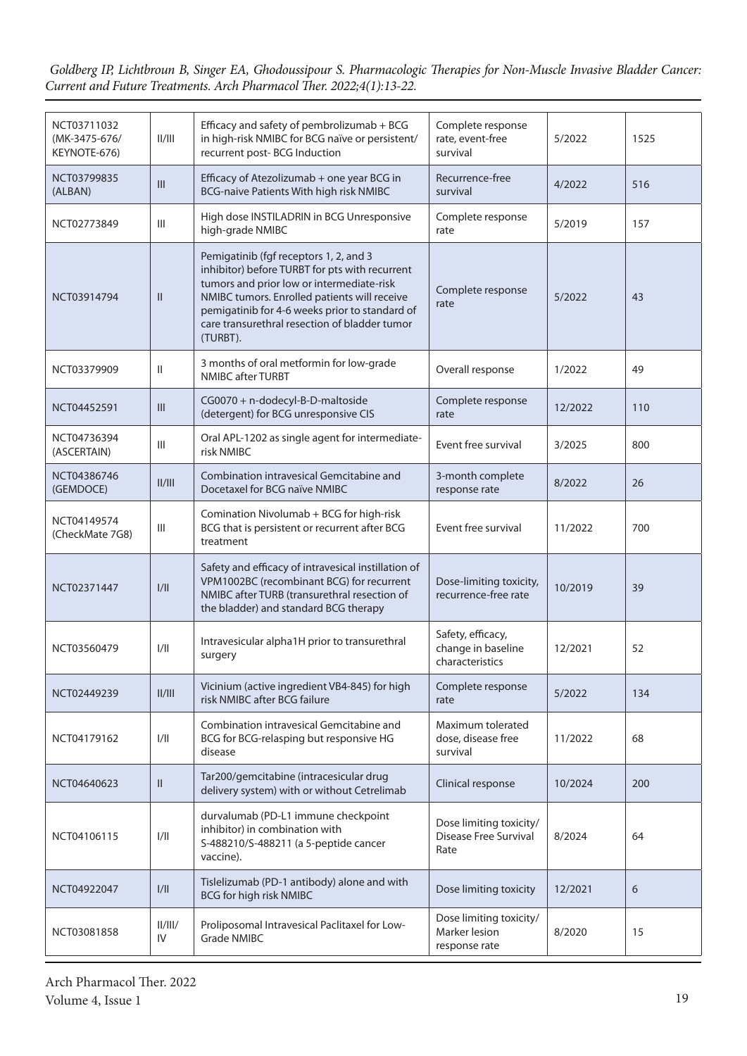| NCT03711032 (MK-3475-676/ KEYNOTE-676) | II/III | Efficacy and safety of pembrolizumab + BCG in high-risk NMIBC for BCG naïve or persistent/ recurrent post- BCG Induction | Complete response rate, event-free survival | 5/2022 | 1525 |
|---|---|---|---|---|---|
| NCT03799835 (ALBAN) | III | Efficacy of Atezolizumab + one year BCG in BCG-naive Patients With high risk NMIBC | Recurrence-free survival | 4/2022 | 516 |
| NCT02773849 | III | High dose INSTILADRIN in BCG Unresponsive high-grade NMIBC | Complete response rate | 5/2019 | 157 |
| NCT03914794 | II | Pemigatinib (fgf receptors 1, 2, and 3 inhibitor) before TURBT for pts with recurrent tumors and prior low or intermediate-risk NMIBC tumors. Enrolled patients will receive pemigatinib for 4-6 weeks prior to standard of care transurethral resection of bladder tumor (TURBT). | Complete response rate | 5/2022 | 43 |
| NCT03379909 | II | 3 months of oral metformin for low-grade NMIBC after TURBT | Overall response | 1/2022 | 49 |
| NCT04452591 | III | CG0070 + n-dodecyl-B-D-maltoside (detergent) for BCG unresponsive CIS | Complete response rate | 12/2022 | 110 |
| NCT04736394 (ASCERTAIN) | III | Oral APL-1202 as single agent for intermediate-risk NMIBC | Event free survival | 3/2025 | 800 |
| NCT04386746 (GEMDOCE) | II/III | Combination intravesical Gemcitabine and Docetaxel for BCG naïve NMIBC | 3-month complete response rate | 8/2022 | 26 |
| NCT04149574 (CheckMate 7G8) | III | Comination Nivolumab + BCG for high-risk BCG that is persistent or recurrent after BCG treatment | Event free survival | 11/2022 | 700 |
| NCT02371447 | I/II | Safety and efficacy of intravesical instillation of VPM1002BC (recombinant BCG) for recurrent NMIBC after TURB (transurethral resection of the bladder) and standard BCG therapy | Dose-limiting toxicity, recurrence-free rate | 10/2019 | 39 |
| NCT03560479 | I/II | Intravesicular alpha1H prior to transurethral surgery | Safety, efficacy, change in baseline characteristics | 12/2021 | 52 |
| NCT02449239 | II/III | Vicinium (active ingredient VB4-845) for high risk NMIBC after BCG failure | Complete response rate | 5/2022 | 134 |
| NCT04179162 | I/II | Combination intravesical Gemcitabine and BCG for BCG-relasping but responsive HG disease | Maximum tolerated dose, disease free survival | 11/2022 | 68 |
| NCT04640623 | II | Tar200/gemcitabine (intracesicular drug delivery system) with or without Cetrelimab | Clinical response | 10/2024 | 200 |
| NCT04106115 | I/II | durvalumab (PD-L1 immune checkpoint inhibitor) in combination with S-488210/S-488211 (a 5-peptide cancer vaccine). | Dose limiting toxicity/ Disease Free Survival Rate | 8/2024 | 64 |
| NCT04922047 | I/II | Tislelizumab (PD-1 antibody) alone and with BCG for high risk NMIBC | Dose limiting toxicity | 12/2021 | 6 |
| NCT03081858 | II/III/ IV | Proliposomal Intravesical Paclitaxel for Low-Grade NMIBC | Dose limiting toxicity/ Marker lesion response rate | 8/2020 | 15 |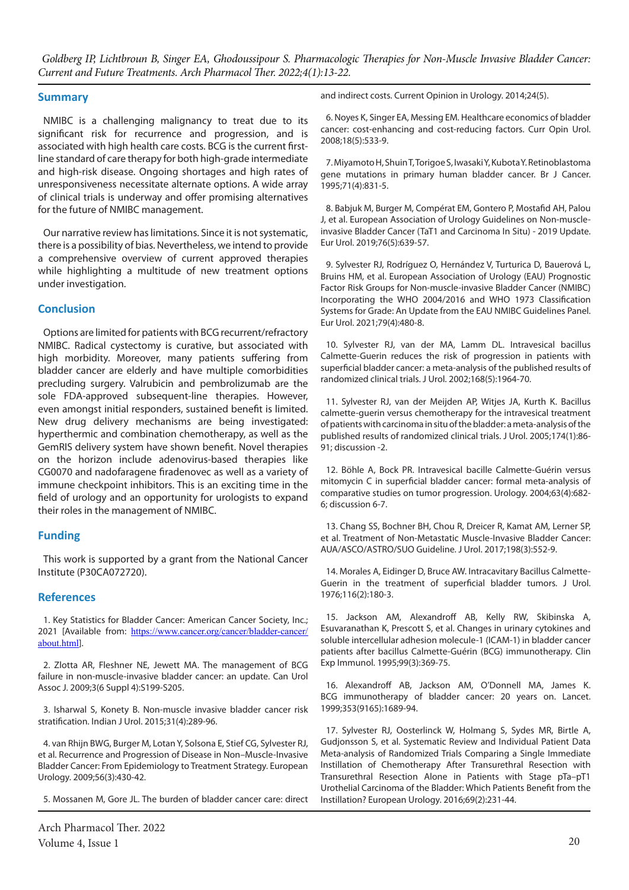## Summary

NMIBC is a challenging malignancy to treat due to its significant risk for recurrence and progression, and is associated with high health care costs. BCG is the current first-line standard of care therapy for both high-grade intermediate and high-risk disease. Ongoing shortages and high rates of unresponsiveness necessitate alternate options. A wide array of clinical trials is underway and offer promising alternatives for the future of NMIBC management.

Our narrative review has limitations. Since it is not systematic, there is a possibility of bias. Nevertheless, we intend to provide a comprehensive overview of current approved therapies while highlighting a multitude of new treatment options under investigation.

## Conclusion

Options are limited for patients with BCG recurrent/refractory NMIBC. Radical cystectomy is curative, but associated with high morbidity. Moreover, many patients suffering from bladder cancer are elderly and have multiple comorbidities precluding surgery. Valrubicin and pembrolizumab are the sole FDA-approved subsequent-line therapies. However, even amongst initial responders, sustained benefit is limited. New drug delivery mechanisms are being investigated: hyperthermic and combination chemotherapy, as well as the GemRIS delivery system have shown benefit. Novel therapies on the horizon include adenovirus-based therapies like CG0070 and nadofaragene firadenovec as well as a variety of immune checkpoint inhibitors. This is an exciting time in the field of urology and an opportunity for urologists to expand their roles in the management of NMIBC.

## Funding

This work is supported by a grant from the National Cancer Institute (P30CA072720).

## References

1. Key Statistics for Bladder Cancer: American Cancer Society, Inc.; 2021 [Available from: https://www.cancer.org/cancer/bladder-cancer/about.html].

2. Zlotta AR, Fleshner NE, Jewett MA. The management of BCG failure in non-muscle-invasive bladder cancer: an update. Can Urol Assoc J. 2009;3(6 Suppl 4):S199-S205.

3. Isharwal S, Konety B. Non-muscle invasive bladder cancer risk stratification. Indian J Urol. 2015;31(4):289-96.

4. van Rhijn BWG, Burger M, Lotan Y, Solsona E, Stief CG, Sylvester RJ, et al. Recurrence and Progression of Disease in Non–Muscle-Invasive Bladder Cancer: From Epidemiology to Treatment Strategy. European Urology. 2009;56(3):430-42.

5. Mossanen M, Gore JL. The burden of bladder cancer care: direct and indirect costs. Current Opinion in Urology. 2014;24(5).

6. Noyes K, Singer EA, Messing EM. Healthcare economics of bladder cancer: cost-enhancing and cost-reducing factors. Curr Opin Urol. 2008;18(5):533-9.

7. Miyamoto H, Shuin T, Torigoe S, Iwasaki Y, Kubota Y. Retinoblastoma gene mutations in primary human bladder cancer. Br J Cancer. 1995;71(4):831-5.

8. Babjuk M, Burger M, Compérat EM, Gontero P, Mostafid AH, Palou J, et al. European Association of Urology Guidelines on Non-muscle-invasive Bladder Cancer (TaT1 and Carcinoma In Situ) - 2019 Update. Eur Urol. 2019;76(5):639-57.

9. Sylvester RJ, Rodríguez O, Hernández V, Turturica D, Bauerová L, Bruins HM, et al. European Association of Urology (EAU) Prognostic Factor Risk Groups for Non-muscle-invasive Bladder Cancer (NMIBC) Incorporating the WHO 2004/2016 and WHO 1973 Classification Systems for Grade: An Update from the EAU NMIBC Guidelines Panel. Eur Urol. 2021;79(4):480-8.

10. Sylvester RJ, van der MA, Lamm DL. Intravesical bacillus Calmette-Guerin reduces the risk of progression in patients with superficial bladder cancer: a meta-analysis of the published results of randomized clinical trials. J Urol. 2002;168(5):1964-70.

11. Sylvester RJ, van der Meijden AP, Witjes JA, Kurth K. Bacillus calmette-guerin versus chemotherapy for the intravesical treatment of patients with carcinoma in situ of the bladder: a meta-analysis of the published results of randomized clinical trials. J Urol. 2005;174(1):86-91; discussion -2.

12. Böhle A, Bock PR. Intravesical bacille Calmette-Guérin versus mitomycin C in superficial bladder cancer: formal meta-analysis of comparative studies on tumor progression. Urology. 2004;63(4):682-6; discussion 6-7.

13. Chang SS, Bochner BH, Chou R, Dreicer R, Kamat AM, Lerner SP, et al. Treatment of Non-Metastatic Muscle-Invasive Bladder Cancer: AUA/ASCO/ASTRO/SUO Guideline. J Urol. 2017;198(3):552-9.

14. Morales A, Eidinger D, Bruce AW. Intracavitary Bacillus Calmette-Guerin in the treatment of superficial bladder tumors. J Urol. 1976;116(2):180-3.

15. Jackson AM, Alexandroff AB, Kelly RW, Skibinska A, Esuvaranathan K, Prescott S, et al. Changes in urinary cytokines and soluble intercellular adhesion molecule-1 (ICAM-1) in bladder cancer patients after bacillus Calmette-Guérin (BCG) immunotherapy. Clin Exp Immunol. 1995;99(3):369-75.

16. Alexandroff AB, Jackson AM, O'Donnell MA, James K. BCG immunotherapy of bladder cancer: 20 years on. Lancet. 1999;353(9165):1689-94.

17. Sylvester RJ, Oosterlinck W, Holmang S, Sydes MR, Birtle A, Gudjonsson S, et al. Systematic Review and Individual Patient Data Meta-analysis of Randomized Trials Comparing a Single Immediate Instillation of Chemotherapy After Transurethral Resection with Transurethral Resection Alone in Patients with Stage pTa–pT1 Urothelial Carcinoma of the Bladder: Which Patients Benefit from the Instillation? European Urology. 2016;69(2):231-44.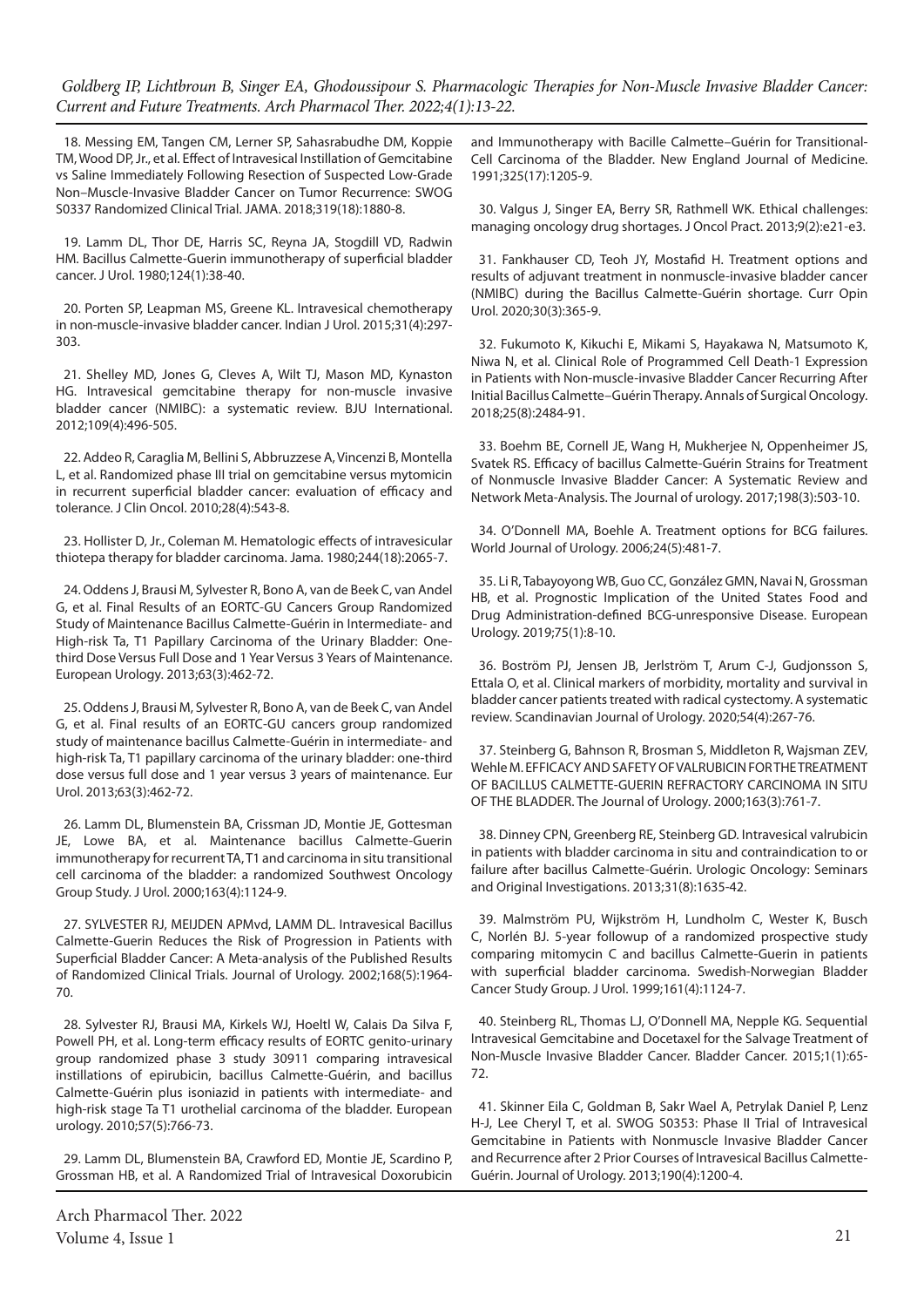18. Messing EM, Tangen CM, Lerner SP, Sahasrabudhe DM, Koppie TM, Wood DP, Jr., et al. Effect of Intravesical Instillation of Gemcitabine vs Saline Immediately Following Resection of Suspected Low-Grade Non–Muscle-Invasive Bladder Cancer on Tumor Recurrence: SWOG S0337 Randomized Clinical Trial. JAMA. 2018;319(18):1880-8.

19. Lamm DL, Thor DE, Harris SC, Reyna JA, Stogdill VD, Radwin HM. Bacillus Calmette-Guerin immunotherapy of superficial bladder cancer. J Urol. 1980;124(1):38-40.

20. Porten SP, Leapman MS, Greene KL. Intravesical chemotherapy in non-muscle-invasive bladder cancer. Indian J Urol. 2015;31(4):297-303.

21. Shelley MD, Jones G, Cleves A, Wilt TJ, Mason MD, Kynaston HG. Intravesical gemcitabine therapy for non-muscle invasive bladder cancer (NMIBC): a systematic review. BJU International. 2012;109(4):496-505.

22. Addeo R, Caraglia M, Bellini S, Abbruzzese A, Vincenzi B, Montella L, et al. Randomized phase III trial on gemcitabine versus mytomicin in recurrent superficial bladder cancer: evaluation of efficacy and tolerance. J Clin Oncol. 2010;28(4):543-8.

23. Hollister D, Jr., Coleman M. Hematologic effects of intravesicular thiotepa therapy for bladder carcinoma. Jama. 1980;244(18):2065-7.

24. Oddens J, Brausi M, Sylvester R, Bono A, van de Beek C, van Andel G, et al. Final Results of an EORTC-GU Cancers Group Randomized Study of Maintenance Bacillus Calmette-Guérin in Intermediate- and High-risk Ta, T1 Papillary Carcinoma of the Urinary Bladder: One-third Dose Versus Full Dose and 1 Year Versus 3 Years of Maintenance. European Urology. 2013;63(3):462-72.

25. Oddens J, Brausi M, Sylvester R, Bono A, van de Beek C, van Andel G, et al. Final results of an EORTC-GU cancers group randomized study of maintenance bacillus Calmette-Guérin in intermediate- and high-risk Ta, T1 papillary carcinoma of the urinary bladder: one-third dose versus full dose and 1 year versus 3 years of maintenance. Eur Urol. 2013;63(3):462-72.

26. Lamm DL, Blumenstein BA, Crissman JD, Montie JE, Gottesman JE, Lowe BA, et al. Maintenance bacillus Calmette-Guerin immunotherapy for recurrent TA, T1 and carcinoma in situ transitional cell carcinoma of the bladder: a randomized Southwest Oncology Group Study. J Urol. 2000;163(4):1124-9.

27. SYLVESTER RJ, MEIJDEN APMvd, LAMM DL. Intravesical Bacillus Calmette-Guerin Reduces the Risk of Progression in Patients with Superficial Bladder Cancer: A Meta-analysis of the Published Results of Randomized Clinical Trials. Journal of Urology. 2002;168(5):1964-70.

28. Sylvester RJ, Brausi MA, Kirkels WJ, Hoeltl W, Calais Da Silva F, Powell PH, et al. Long-term efficacy results of EORTC genito-urinary group randomized phase 3 study 30911 comparing intravesical instillations of epirubicin, bacillus Calmette-Guérin, and bacillus Calmette-Guérin plus isoniazid in patients with intermediate- and high-risk stage Ta T1 urothelial carcinoma of the bladder. European urology. 2010;57(5):766-73.

29. Lamm DL, Blumenstein BA, Crawford ED, Montie JE, Scardino P, Grossman HB, et al. A Randomized Trial of Intravesical Doxorubicin and Immunotherapy with Bacille Calmette–Guérin for Transitional-Cell Carcinoma of the Bladder. New England Journal of Medicine. 1991;325(17):1205-9.

30. Valgus J, Singer EA, Berry SR, Rathmell WK. Ethical challenges: managing oncology drug shortages. J Oncol Pract. 2013;9(2):e21-e3.

31. Fankhauser CD, Teoh JY, Mostafid H. Treatment options and results of adjuvant treatment in nonmuscle-invasive bladder cancer (NMIBC) during the Bacillus Calmette-Guérin shortage. Curr Opin Urol. 2020;30(3):365-9.

32. Fukumoto K, Kikuchi E, Mikami S, Hayakawa N, Matsumoto K, Niwa N, et al. Clinical Role of Programmed Cell Death-1 Expression in Patients with Non-muscle-invasive Bladder Cancer Recurring After Initial Bacillus Calmette–Guérin Therapy. Annals of Surgical Oncology. 2018;25(8):2484-91.

33. Boehm BE, Cornell JE, Wang H, Mukherjee N, Oppenheimer JS, Svatek RS. Efficacy of bacillus Calmette-Guérin Strains for Treatment of Nonmuscle Invasive Bladder Cancer: A Systematic Review and Network Meta-Analysis. The Journal of urology. 2017;198(3):503-10.

34. O'Donnell MA, Boehle A. Treatment options for BCG failures. World Journal of Urology. 2006;24(5):481-7.

35. Li R, Tabayoyong WB, Guo CC, González GMN, Navai N, Grossman HB, et al. Prognostic Implication of the United States Food and Drug Administration-defined BCG-unresponsive Disease. European Urology. 2019;75(1):8-10.

36. Boström PJ, Jensen JB, Jerlström T, Arum C-J, Gudjonsson S, Ettala O, et al. Clinical markers of morbidity, mortality and survival in bladder cancer patients treated with radical cystectomy. A systematic review. Scandinavian Journal of Urology. 2020;54(4):267-76.

37. Steinberg G, Bahnson R, Brosman S, Middleton R, Wajsman ZEV, Wehle M. EFFICACY AND SAFETY OF VALRUBICIN FOR THE TREATMENT OF BACILLUS CALMETTE-GUERIN REFRACTORY CARCINOMA IN SITU OF THE BLADDER. The Journal of Urology. 2000;163(3):761-7.

38. Dinney CPN, Greenberg RE, Steinberg GD. Intravesical valrubicin in patients with bladder carcinoma in situ and contraindication to or failure after bacillus Calmette-Guérin. Urologic Oncology: Seminars and Original Investigations. 2013;31(8):1635-42.

39. Malmström PU, Wijkström H, Lundholm C, Wester K, Busch C, Norlén BJ. 5-year followup of a randomized prospective study comparing mitomycin C and bacillus Calmette-Guerin in patients with superficial bladder carcinoma. Swedish-Norwegian Bladder Cancer Study Group. J Urol. 1999;161(4):1124-7.

40. Steinberg RL, Thomas LJ, O'Donnell MA, Nepple KG. Sequential Intravesical Gemcitabine and Docetaxel for the Salvage Treatment of Non-Muscle Invasive Bladder Cancer. Bladder Cancer. 2015;1(1):65-72.

41. Skinner Eila C, Goldman B, Sakr Wael A, Petrylak Daniel P, Lenz H-J, Lee Cheryl T, et al. SWOG S0353: Phase II Trial of Intravesical Gemcitabine in Patients with Nonmuscle Invasive Bladder Cancer and Recurrence after 2 Prior Courses of Intravesical Bacillus Calmette-Guérin. Journal of Urology. 2013;190(4):1200-4.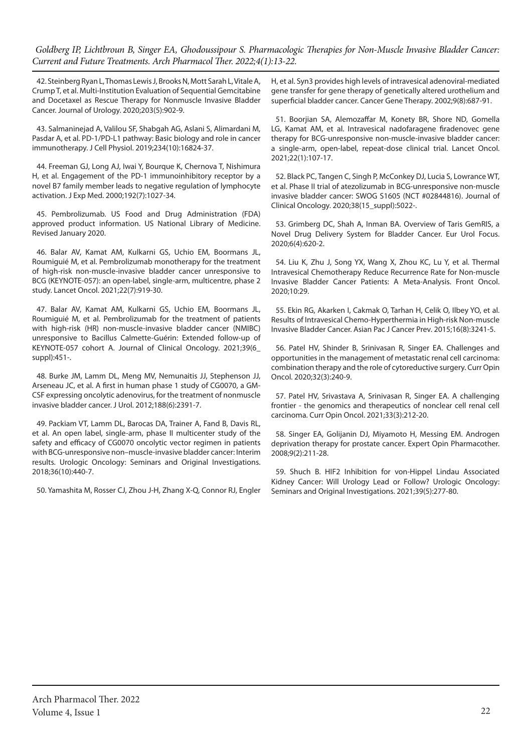42. Steinberg Ryan L, Thomas Lewis J, Brooks N, Mott Sarah L, Vitale A, Crump T, et al. Multi-Institution Evaluation of Sequential Gemcitabine and Docetaxel as Rescue Therapy for Nonmuscle Invasive Bladder Cancer. Journal of Urology. 2020;203(5):902-9.

43. Salmaninejad A, Valilou SF, Shabgah AG, Aslani S, Alimardani M, Pasdar A, et al. PD-1/PD-L1 pathway: Basic biology and role in cancer immunotherapy. J Cell Physiol. 2019;234(10):16824-37.

44. Freeman GJ, Long AJ, Iwai Y, Bourque K, Chernova T, Nishimura H, et al. Engagement of the PD-1 immunoinhibitory receptor by a novel B7 family member leads to negative regulation of lymphocyte activation. J Exp Med. 2000;192(7):1027-34.

45. Pembrolizumab. US Food and Drug Administration (FDA) approved product information. US National Library of Medicine. Revised January 2020.

46. Balar AV, Kamat AM, Kulkarni GS, Uchio EM, Boormans JL, Roumiguié M, et al. Pembrolizumab monotherapy for the treatment of high-risk non-muscle-invasive bladder cancer unresponsive to BCG (KEYNOTE-057): an open-label, single-arm, multicentre, phase 2 study. Lancet Oncol. 2021;22(7):919-30.

47. Balar AV, Kamat AM, Kulkarni GS, Uchio EM, Boormans JL, Roumiguié M, et al. Pembrolizumab for the treatment of patients with high-risk (HR) non-muscle-invasive bladder cancer (NMIBC) unresponsive to Bacillus Calmette-Guérin: Extended follow-up of KEYNOTE-057 cohort A. Journal of Clinical Oncology. 2021;39(6_suppl):451-.

48. Burke JM, Lamm DL, Meng MV, Nemunaitis JJ, Stephenson JJ, Arseneau JC, et al. A first in human phase 1 study of CG0070, a GM-CSF expressing oncolytic adenovirus, for the treatment of nonmuscle invasive bladder cancer. J Urol. 2012;188(6):2391-7.

49. Packiam VT, Lamm DL, Barocas DA, Trainer A, Fand B, Davis RL, et al. An open label, single-arm, phase II multicenter study of the safety and efficacy of CG0070 oncolytic vector regimen in patients with BCG-unresponsive non–muscle-invasive bladder cancer: Interim results. Urologic Oncology: Seminars and Original Investigations. 2018;36(10):440-7.

50. Yamashita M, Rosser CJ, Zhou J-H, Zhang X-Q, Connor RJ, Engler H, et al. Syn3 provides high levels of intravesical adenoviral-mediated gene transfer for gene therapy of genetically altered urothelium and superficial bladder cancer. Cancer Gene Therapy. 2002;9(8):687-91.

51. Boorjian SA, Alemozaffar M, Konety BR, Shore ND, Gomella LG, Kamat AM, et al. Intravesical nadofaragene firadenovec gene therapy for BCG-unresponsive non-muscle-invasive bladder cancer: a single-arm, open-label, repeat-dose clinical trial. Lancet Oncol. 2021;22(1):107-17.

52. Black PC, Tangen C, Singh P, McConkey DJ, Lucia S, Lowrance WT, et al. Phase II trial of atezolizumab in BCG-unresponsive non-muscle invasive bladder cancer: SWOG S1605 (NCT #02844816). Journal of Clinical Oncology. 2020;38(15_suppl):5022-.

53. Grimberg DC, Shah A, Inman BA. Overview of Taris GemRIS, a Novel Drug Delivery System for Bladder Cancer. Eur Urol Focus. 2020;6(4):620-2.

54. Liu K, Zhu J, Song YX, Wang X, Zhou KC, Lu Y, et al. Thermal Intravesical Chemotherapy Reduce Recurrence Rate for Non-muscle Invasive Bladder Cancer Patients: A Meta-Analysis. Front Oncol. 2020;10:29.

55. Ekin RG, Akarken I, Cakmak O, Tarhan H, Celik O, Ilbey YO, et al. Results of Intravesical Chemo-Hyperthermia in High-risk Non-muscle Invasive Bladder Cancer. Asian Pac J Cancer Prev. 2015;16(8):3241-5.

56. Patel HV, Shinder B, Srinivasan R, Singer EA. Challenges and opportunities in the management of metastatic renal cell carcinoma: combination therapy and the role of cytoreductive surgery. Curr Opin Oncol. 2020;32(3):240-9.

57. Patel HV, Srivastava A, Srinivasan R, Singer EA. A challenging frontier - the genomics and therapeutics of nonclear cell renal cell carcinoma. Curr Opin Oncol. 2021;33(3):212-20.

58. Singer EA, Golijanin DJ, Miyamoto H, Messing EM. Androgen deprivation therapy for prostate cancer. Expert Opin Pharmacother. 2008;9(2):211-28.

59. Shuch B. HIF2 Inhibition for von-Hippel Lindau Associated Kidney Cancer: Will Urology Lead or Follow? Urologic Oncology: Seminars and Original Investigations. 2021;39(5):277-80.